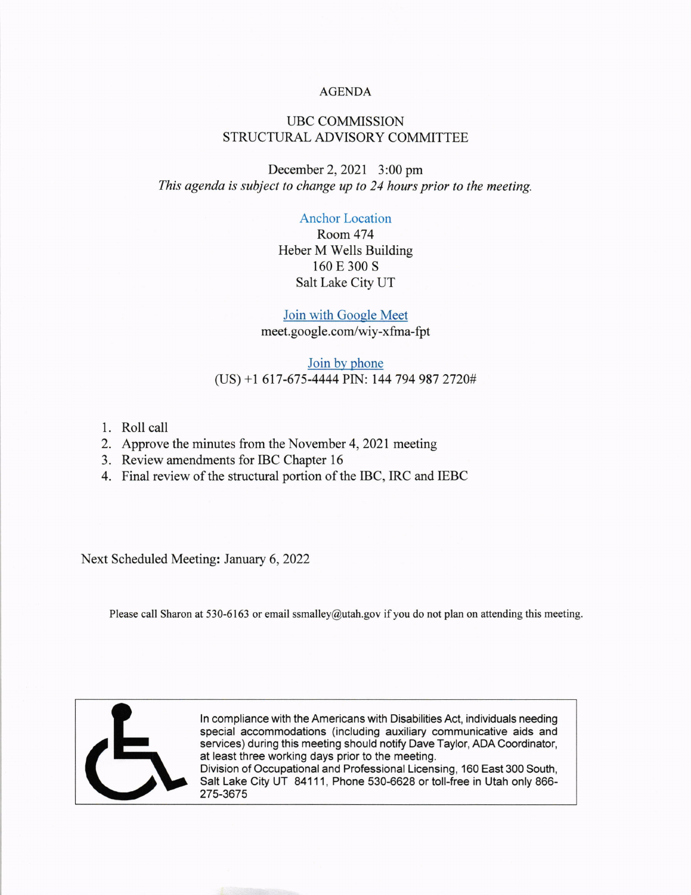# AGENDA

## UBC COMMISSION
## STRUCTURAL ADVISORY COMMITTEE

December 2, 2021 3:00 pm

*This agenda is subject to change up to 24 hours prior to the meeting.*

Anchor Location
Room 474
Heber M Wells Building
160 E 300 S
Salt Lake City UT

Join with Google Meet
meet.google.com/wiy-xfma-fpt

Join by phone
(US) +1 617-675-4444 PIN: 144 794 987 2720#

1. Roll call
2. Approve the minutes from the November 4, 2021 meeting
3. Review amendments for IBC Chapter 16
4. Final review of the structural portion of the IBC, IRC and IEBC

Next Scheduled Meeting**:** January 6, 2022

Please call Sharon at 530-6163 or email ssmalley@utah.gov if you do not plan on attending this meeting.

In compliance with the Americans with Disabilities Act, individuals needing special accommodations (including auxiliary communicative aids and services) during this meeting should notify Dave Taylor, ADA Coordinator, at least three working days prior to the meeting.
Division of Occupational and Professional Licensing, 160 East 300 South, Salt Lake City UT 84111, Phone 530-6628 or toll-free in Utah only 866-275-3675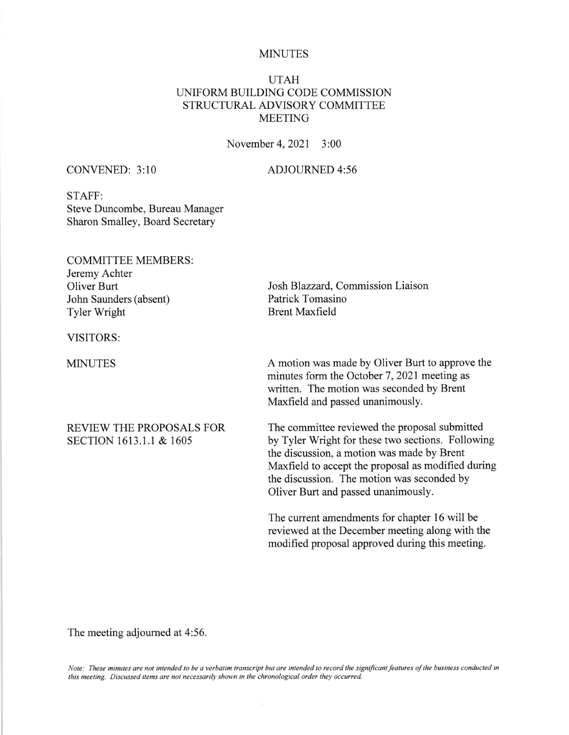# MINUTES

## UTAH
## UNIFORM BUILDING CODE COMMISSION
## STRUCTURAL ADVISORY COMMITTEE
## MEETING

November 4, 2021 3:00

CONVENED: 3:10

ADJOURNED 4:56

STAFF:
Steve Duncombe, Bureau Manager
Sharon Smalley, Board Secretary

COMMITTEE MEMBERS:
Jeremy Achter
Oliver Burt
John Saunders (absent)
Tyler Wright
Josh Blazzard, Commission Liaison
Patrick Tomasino
Brent Maxfield

VISITORS:

| | |
|---|---|
| MINUTES | A motion was made by Oliver Burt to approve the minutes form the October 7, 2021 meeting as written. The motion was seconded by Brent Maxfield and passed unanimously. |
| REVIEW THE PROPOSALS FOR SECTION 1613.1.1 & 1605 | The committee reviewed the proposal submitted by Tyler Wright for these two sections. Following the discussion, a motion was made by Brent Maxfield to accept the proposal as modified during the discussion. The motion was seconded by Oliver Burt and passed unanimously.<br><br>The current amendments for chapter 16 will be reviewed at the December meeting along with the modified proposal approved during this meeting. |

The meeting adjourned at 4:56.

*Note: These minutes are not intended to be a verbatim transcript but are intended to record the significant features of the business conducted in this meeting. Discussed items are not necessarily shown in the chronological order they occurred.*